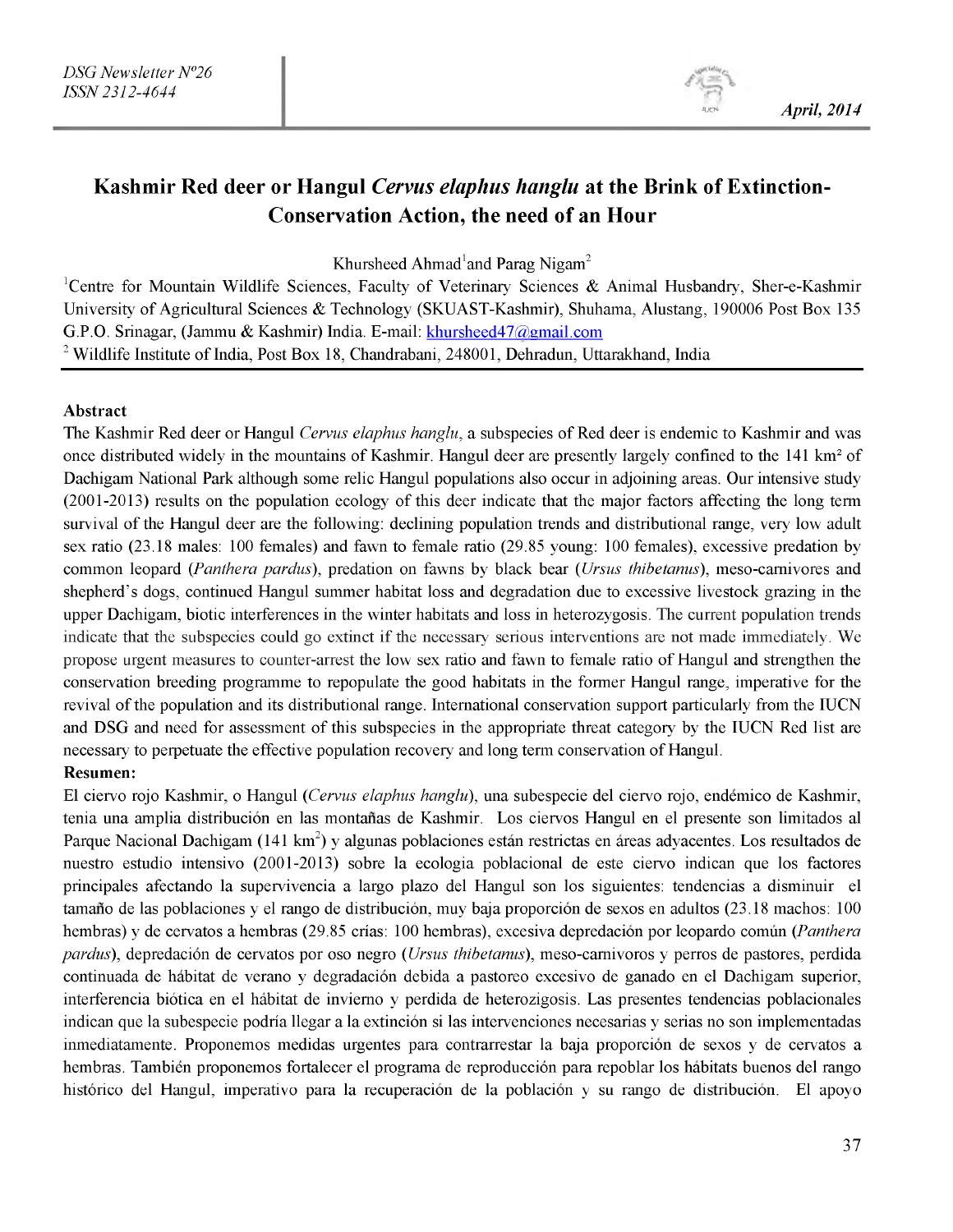# Kashmir Red deer or Hangul *Cervus elaphus hanglu* at the Brink of Extinction- Conservation Action, the need of an Hour

Khursheed Ahmad[1] and Parag Nigam[2]

[1]Centre for Mountain Wildlife Sciences, Faculty of Veterinary Sciences & Animal Husbandry, Sher-e-Kashmir University of Agricultural Sciences & Technology (SKUAST-Kashmir), Shuhama, Alustang, 190006 Post Box 135 G.P.O. Srinagar, (Jammu & Kashmir) India. E-mail: khursheed47@gmail.com

[2] Wildlife Institute of India, Post Box 18, Chandrabani, 248001, Dehradun, Uttarakhand, India

**Abstract**

The Kashmir Red deer or Hangul *Cervus elaphus hanglu*, a subspecies of Red deer is endemic to Kashmir and was once distributed widely in the mountains of Kashmir. Hangul deer are presently largely confined to the 141 km² of Dachigam National Park although some relic Hangul populations also occur in adjoining areas. Our intensive study (2001-2013) results on the population ecology of this deer indicate that the major factors affecting the long term survival of the Hangul deer are the following: declining population trends and distributional range, very low adult sex ratio (23.18 males: 100 females) and fawn to female ratio (29.85 young: 100 females), excessive predation by common leopard (*Panthera pardus*), predation on fawns by black bear (*Ursus thibetanus*), meso-carnivores and shepherd's dogs, continued Hangul summer habitat loss and degradation due to excessive livestock grazing in the upper Dachigam, biotic interferences in the winter habitats and loss in heterozygosis. The current population trends indicate that the subspecies could go extinct if the necessary serious interventions are not made immediately. We propose urgent measures to counter-arrest the low sex ratio and fawn to female ratio of Hangul and strengthen the conservation breeding programme to repopulate the good habitats in the former Hangul range, imperative for the revival of the population and its distributional range. International conservation support particularly from the IUCN and DSG and need for assessment of this subspecies in the appropriate threat category by the IUCN Red list are necessary to perpetuate the effective population recovery and long term conservation of Hangul.

**Resumen:**

El ciervo rojo Kashmir, o Hangul (*Cervus elaphus hanglu*), una subespecie del ciervo rojo, endémico de Kashmir, tenia una amplia distribución en las montañas de Kashmir. Los ciervos Hangul en el presente son limitados al Parque Nacional Dachigam (141 km$^2$) y algunas poblaciones están restrictas en áreas adyacentes. Los resultados de nuestro estudio intensivo (2001-2013) sobre la ecologia poblacional de este ciervo indican que los factores principales afectando la supervivencia a largo plazo del Hangul son los siguientes: tendencias a disminuir el tamaño de las poblaciones y el rango de distribución, muy baja proporción de sexos en adultos (23.18 machos: 100 hembras) y de cervatos a hembras (29.85 crías: 100 hembras), excesiva depredación por leopardo común (*Panthera pardus*), depredación de cervatos por oso negro (*Ursus thibetanus*), meso-carnivoros y perros de pastores, perdida continuada de hábitat de verano y degradación debida a pastoreo excesivo de ganado en el Dachigam superior, interferencia biótica en el hábitat de invierno y perdida de heterozigosis. Las presentes tendencias poblacionales indican que la subespecie podría llegar a la extinción si las intervenciones necesarias y serias no son implementadas inmediatamente. Proponemos medidas urgentes para contrarrestar la baja proporción de sexos y de cervatos a hembras. También proponemos fortalecer el programa de reproducción para repoblar los hábitats buenos del rango histórico del Hangul, imperativo para la recuperación de la población y su rango de distribución. El apoyo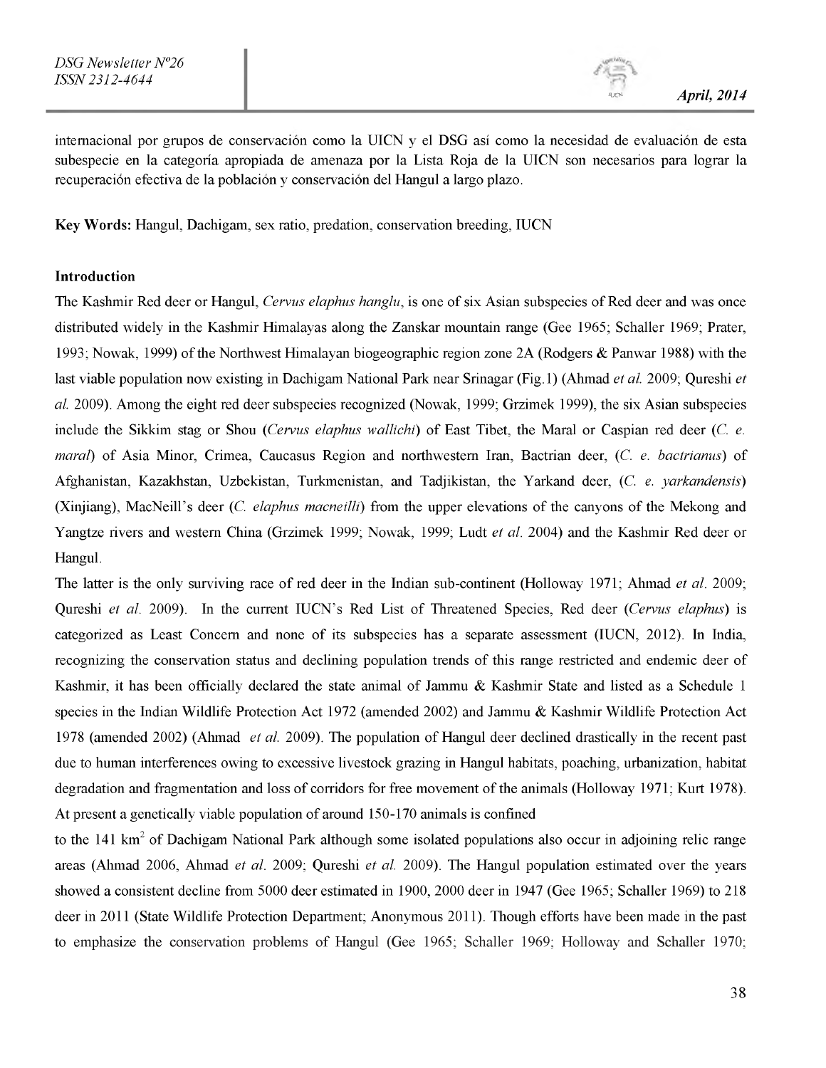internacional por grupos de conservación como la UICN y el DSG así como la necesidad de evaluación de esta subespecie en la categoría apropiada de amenaza por la Lista Roja de la UICN son necesarios para lograr la recuperación efectiva de la población y conservación del Hangul a largo plazo.

**Key Words:** Hangul, Dachigam, sex ratio, predation, conservation breeding, IUCN

**Introduction**

The Kashmir Red deer or Hangul, *Cervus elaphus hanglu*, is one of six Asian subspecies of Red deer and was once distributed widely in the Kashmir Himalayas along the Zanskar mountain range (Gee 1965; Schaller 1969; Prater, 1993; Nowak, 1999) of the Northwest Himalayan biogeographic region zone 2A (Rodgers & Panwar 1988) with the last viable population now existing in Dachigam National Park near Srinagar (Fig.1) (Ahmad *et al.* 2009; Qureshi *et al.* 2009). Among the eight red deer subspecies recognized (Nowak, 1999; Grzimek 1999), the six Asian subspecies include the Sikkim stag or Shou (*Cervus elaphus wallichi*) of East Tibet, the Maral or Caspian red deer (*C. e. maral*) of Asia Minor, Crimea, Caucasus Region and northwestern Iran, Bactrian deer, (*C. e. bactrianus*) of Afghanistan, Kazakhstan, Uzbekistan, Turkmenistan, and Tadjikistan, the Yarkand deer, (*C. e. yarkandensis*) (Xinjiang), MacNeill's deer (*C. elaphus macneilli*) from the upper elevations of the canyons of the Mekong and Yangtze rivers and western China (Grzimek 1999; Nowak, 1999; Ludt *et al.* 2004) and the Kashmir Red deer or Hangul.

The latter is the only surviving race of red deer in the Indian sub-continent (Holloway 1971; Ahmad *et al.* 2009; Qureshi *et al.* 2009). In the current IUCN's Red List of Threatened Species, Red deer (*Cervus elaphus*) is categorized as Least Concern and none of its subspecies has a separate assessment (IUCN, 2012). In India, recognizing the conservation status and declining population trends of this range restricted and endemic deer of Kashmir, it has been officially declared the state animal of Jammu & Kashmir State and listed as a Schedule 1 species in the Indian Wildlife Protection Act 1972 (amended 2002) and Jammu & Kashmir Wildlife Protection Act 1978 (amended 2002) (Ahmad *et al.* 2009). The population of Hangul deer declined drastically in the recent past due to human interferences owing to excessive livestock grazing in Hangul habitats, poaching, urbanization, habitat degradation and fragmentation and loss of corridors for free movement of the animals (Holloway 1971; Kurt 1978). At present a genetically viable population of around 150-170 animals is confined to the 141 km$^2$ of Dachigam National Park although some isolated populations also occur in adjoining relic range areas (Ahmad 2006, Ahmad *et al.* 2009; Qureshi *et al.* 2009). The Hangul population estimated over the years showed a consistent decline from 5000 deer estimated in 1900, 2000 deer in 1947 (Gee 1965; Schaller 1969) to 218 deer in 2011 (State Wildlife Protection Department; Anonymous 2011). Though efforts have been made in the past to emphasize the conservation problems of Hangul (Gee 1965; Schaller 1969; Holloway and Schaller 1970;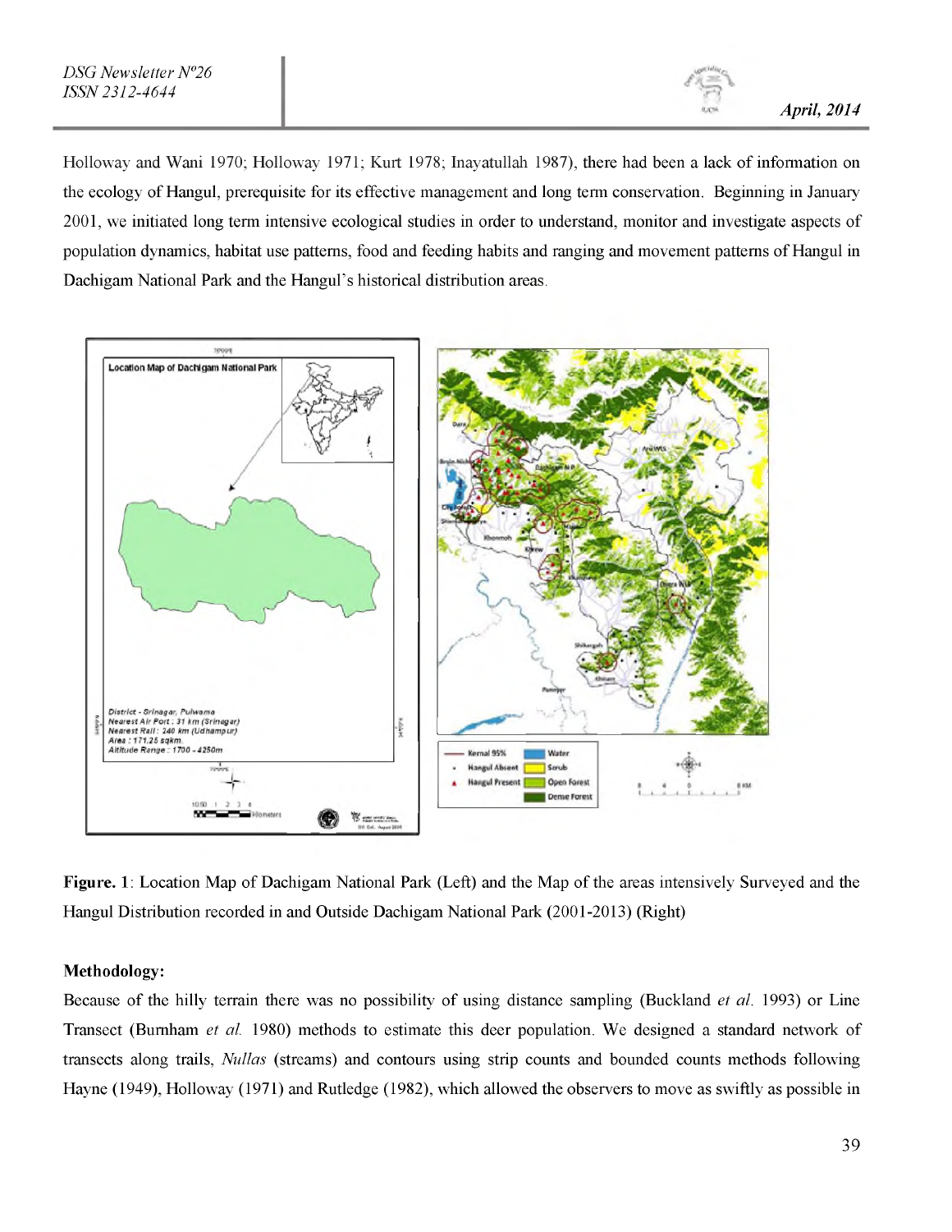Holloway and Wani 1970; Holloway 1971; Kurt 1978; Inayatullah 1987), there had been a lack of information on the ecology of Hangul, prerequisite for its effective management and long term conservation. Beginning in January 2001, we initiated long term intensive ecological studies in order to understand, monitor and investigate aspects of population dynamics, habitat use patterns, food and feeding habits and ranging and movement patterns of Hangul in Dachigam National Park and the Hangul's historical distribution areas.

**Figure. 1**: Location Map of Dachigam National Park (Left) and the Map of the areas intensively Surveyed and the Hangul Distribution recorded in and Outside Dachigam National Park (2001-2013) (Right)

**Methodology:**

Because of the hilly terrain there was no possibility of using distance sampling (Buckland *et al.* 1993) or Line Transect (Burnham *et al.* 1980) methods to estimate this deer population. We designed a standard network of transects along trails, *Nullas* (streams) and contours using strip counts and bounded counts methods following Hayne (1949), Holloway (1971) and Rutledge (1982), which allowed the observers to move as swiftly as possible in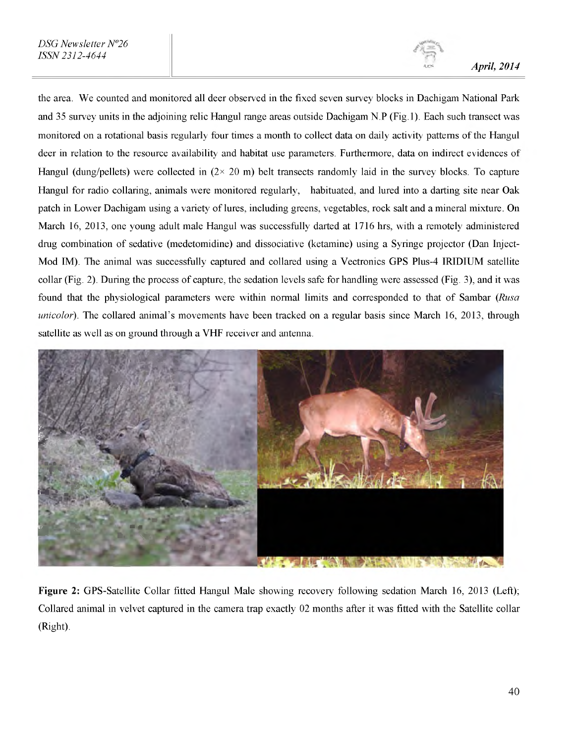the area. We counted and monitored all deer observed in the fixed seven survey blocks in Dachigam National Park and 35 survey units in the adjoining relic Hangul range areas outside Dachigam N.P (Fig.1). Each such transect was monitored on a rotational basis regularly four times a month to collect data on daily activity patterns of the Hangul deer in relation to the resource availability and habitat use parameters. Furthermore, data on indirect evidences of Hangul (dung/pellets) were collected in (2× 20 m) belt transects randomly laid in the survey blocks. To capture Hangul for radio collaring, animals were monitored regularly, habituated, and lured into a darting site near Oak patch in Lower Dachigam using a variety of lures, including greens, vegetables, rock salt and a mineral mixture. On March 16, 2013, one young adult male Hangul was successfully darted at 1716 hrs, with a remotely administered drug combination of sedative (medetomidine) and dissociative (ketamine) using a Syringe projector (Dan Inject-Mod IM). The animal was successfully captured and collared using a Vectronics GPS Plus-4 IRIDIUM satellite collar (Fig. 2). During the process of capture, the sedation levels safe for handling were assessed (Fig. 3), and it was found that the physiological parameters were within normal limits and corresponded to that of Sambar (*Rusa unicolor*). The collared animal's movements have been tracked on a regular basis since March 16, 2013, through satellite as well as on ground through a VHF receiver and antenna.

**Figure 2:** GPS-Satellite Collar fitted Hangul Male showing recovery following sedation March 16, 2013 (Left); Collared animal in velvet captured in the camera trap exactly 02 months after it was fitted with the Satellite collar (Right).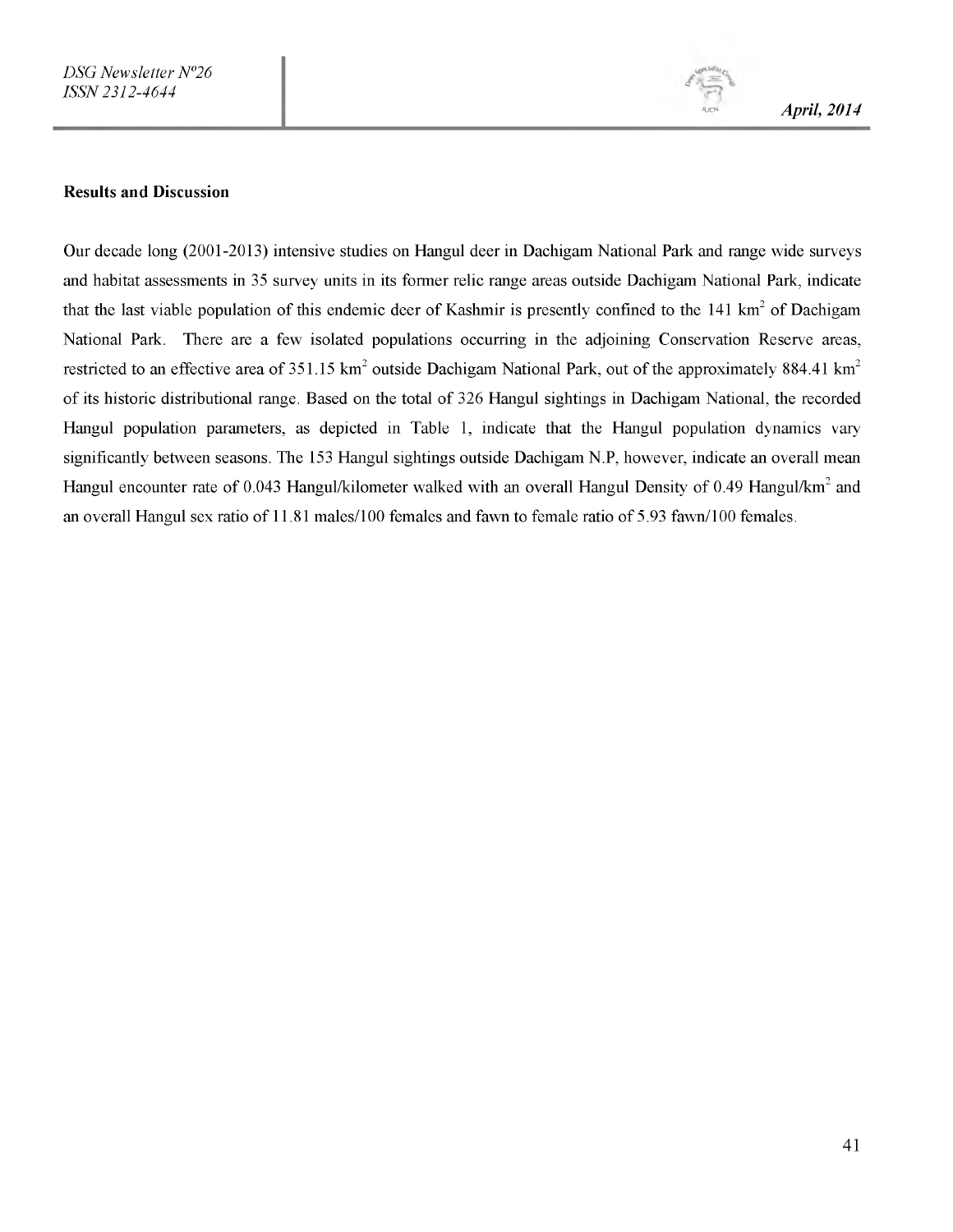**Results and Discussion**

Our decade long (2001-2013) intensive studies on Hangul deer in Dachigam National Park and range wide surveys and habitat assessments in 35 survey units in its former relic range areas outside Dachigam National Park, indicate that the last viable population of this endemic deer of Kashmir is presently confined to the 141 $km^2$ of Dachigam National Park. There are a few isolated populations occurring in the adjoining Conservation Reserve areas, restricted to an effective area of 351.15 $km^2$ outside Dachigam National Park, out of the approximately 884.41 $km^2$ of its historic distributional range. Based on the total of 326 Hangul sightings in Dachigam National, the recorded Hangul population parameters, as depicted in Table 1, indicate that the Hangul population dynamics vary significantly between seasons. The 153 Hangul sightings outside Dachigam N.P, however, indicate an overall mean Hangul encounter rate of 0.043 Hangul/kilometer walked with an overall Hangul Density of 0.49 Hangul/$km^2$ and an overall Hangul sex ratio of 11.81 males/100 females and fawn to female ratio of 5.93 fawn/100 females.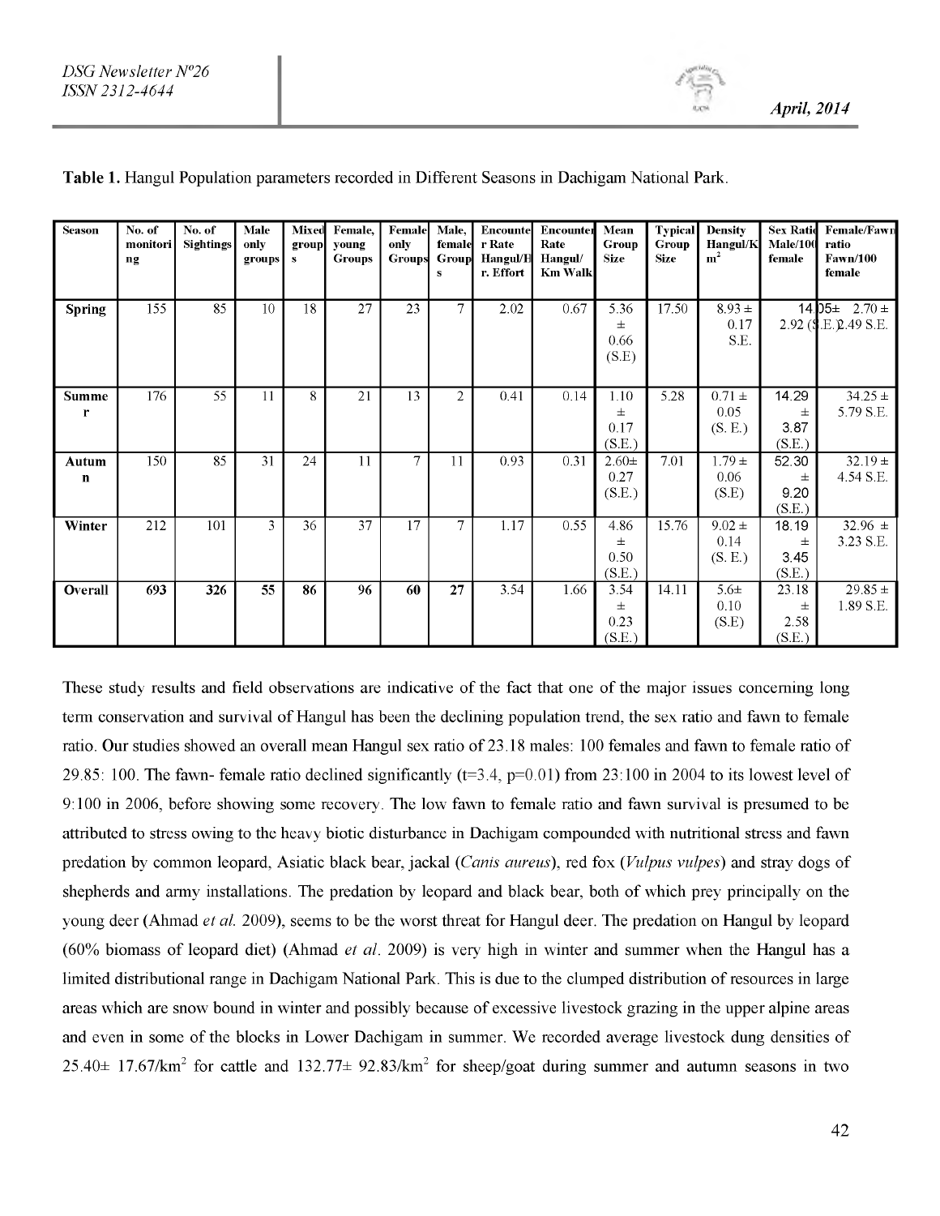**Table 1.** Hangul Population parameters recorded in Different Seasons in Dachigam National Park.

| Season | No. of monitoring | No. of Sightings | Male only groups | Mixed groups | Female, young Groups | Female only Groups | Male, female Groups | Encounter Rate Hangul/Hr. Effort | Encounter Rate Hangul/ Km Walk | Mean Group Size | Typical Group Size | Density Hangul/Km$^2$ | Sex Ratio Male/100 female | Female/Fawn ratio Fawn/100 female |
|---|---|---|---|---|---|---|---|---|---|---|---|---|---|---|
| Spring | 155 | 85 | 10 | 18 | 27 | 23 | 7 | 2.02 | 0.67 | 5.36 ± 0.66 (S.E) | 17.50 | 8.93 ± 0.17 S.E. | 14.05± 2.92 (S.E.) | 2.70 ± 2.49 S.E. |
| Summer | 176 | 55 | 11 | 8 | 21 | 13 | 2 | 0.41 | 0.14 | 1.10 ± 0.17 (S.E.) | 5.28 | 0.71 ± 0.05 (S. E.) | 14.29 ± 3.87 (S.E.) | 34.25 ± 5.79 S.E. |
| Autumn | 150 | 85 | 31 | 24 | 11 | 7 | 11 | 0.93 | 0.31 | 2.60± 0.27 (S.E.) | 7.01 | 1.79 ± 0.06 (S.E) | 52.30 ± 9.20 (S.E.) | 32.19 ± 4.54 S.E. |
| Winter | 212 | 101 | 3 | 36 | 37 | 17 | 7 | 1.17 | 0.55 | 4.86 ± 0.50 (S.E.) | 15.76 | 9.02 ± 0.14 (S. E.) | 18.19 ± 3.45 (S.E.) | 32.96 ± 3.23 S.E. |
| **Overall** | **693** | **326** | **55** | **86** | **96** | **60** | **27** | 3.54 | 1.66 | 3.54 ± 0.23 (S.E.) | 14.11 | 5.6± 0.10 (S.E) | 23.18 ± 2.58 (S.E.) | 29.85 ± 1.89 S.E. |

These study results and field observations are indicative of the fact that one of the major issues concerning long term conservation and survival of Hangul has been the declining population trend, the sex ratio and fawn to female ratio. Our studies showed an overall mean Hangul sex ratio of 23.18 males: 100 females and fawn to female ratio of 29.85: 100. The fawn- female ratio declined significantly ($t=3.4$, $p=0.01$) from 23:100 in 2004 to its lowest level of 9:100 in 2006, before showing some recovery. The low fawn to female ratio and fawn survival is presumed to be attributed to stress owing to the heavy biotic disturbance in Dachigam compounded with nutritional stress and fawn predation by common leopard, Asiatic black bear, jackal (*Canis aureus*), red fox (*Vulpus vulpes*) and stray dogs of shepherds and army installations. The predation by leopard and black bear, both of which prey principally on the young deer (Ahmad *et al.* 2009), seems to be the worst threat for Hangul deer. The predation on Hangul by leopard (60% biomass of leopard diet) (Ahmad *et al*. 2009) is very high in winter and summer when the Hangul has a limited distributional range in Dachigam National Park. This is due to the clumped distribution of resources in large areas which are snow bound in winter and possibly because of excessive livestock grazing in the upper alpine areas and even in some of the blocks in Lower Dachigam in summer. We recorded average livestock dung densities of 25.40± 17.67/km$^2$ for cattle and 132.77± 92.83/km$^2$ for sheep/goat during summer and autumn seasons in two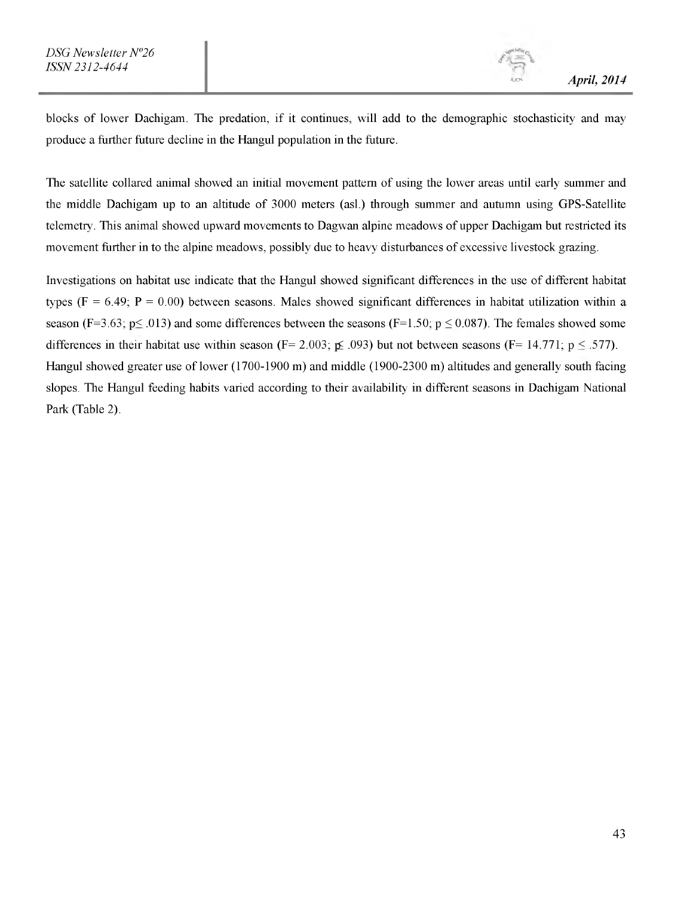blocks of lower Dachigam. The predation, if it continues, will add to the demographic stochasticity and may produce a further future decline in the Hangul population in the future.

The satellite collared animal showed an initial movement pattern of using the lower areas until early summer and the middle Dachigam up to an altitude of 3000 meters (asl.) through summer and autumn using GPS-Satellite telemetry. This animal showed upward movements to Dagwan alpine meadows of upper Dachigam but restricted its movement further in to the alpine meadows, possibly due to heavy disturbances of excessive livestock grazing.

Investigations on habitat use indicate that the Hangul showed significant differences in the use of different habitat types ($F = 6.49$; $P = 0.00$) between seasons. Males showed significant differences in habitat utilization within a season ($F=3.63$; $p \leq .013$) and some differences between the seasons ($F=1.50$; $p \leq 0.087$). The females showed some differences in their habitat use within season ($F= 2.003$; $p \leq .093$) but not between seasons ($F= 14.771$; $p \leq .577$). Hangul showed greater use of lower (1700-1900 m) and middle (1900-2300 m) altitudes and generally south facing slopes. The Hangul feeding habits varied according to their availability in different seasons in Dachigam National Park (Table 2).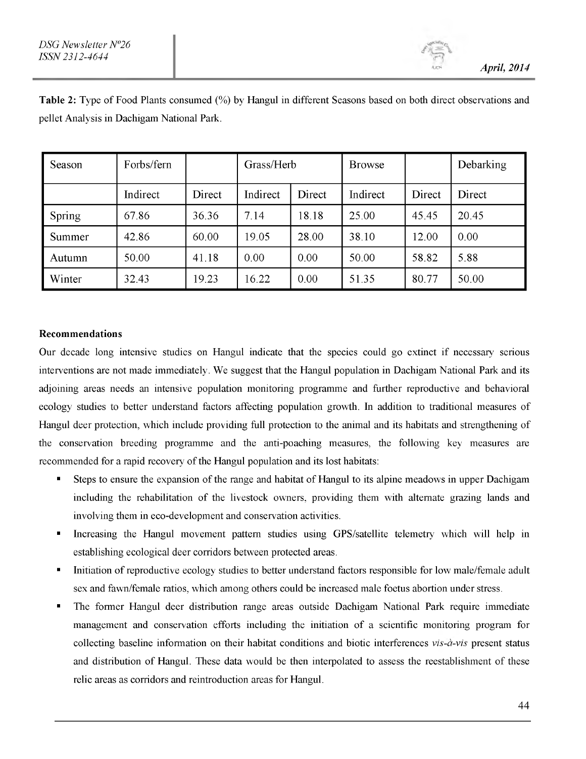**Table 2:** Type of Food Plants consumed (%) by Hangul in different Seasons based on both direct observations and pellet Analysis in Dachigam National Park.

| Season | Forbs/fern | | Grass/Herb | | Browse | | Debarking |
|---|---|---|---|---|---|---|---|
| | Indirect | Direct | Indirect | Direct | Indirect | Direct | Direct |
| Spring | 67.86 | 36.36 | 7.14 | 18.18 | 25.00 | 45.45 | 20.45 |
| Summer | 42.86 | 60.00 | 19.05 | 28.00 | 38.10 | 12.00 | 0.00 |
| Autumn | 50.00 | 41.18 | 0.00 | 0.00 | 50.00 | 58.82 | 5.88 |
| Winter | 32.43 | 19.23 | 16.22 | 0.00 | 51.35 | 80.77 | 50.00 |

**Recommendations**

Our decade long intensive studies on Hangul indicate that the species could go extinct if necessary serious interventions are not made immediately. We suggest that the Hangul population in Dachigam National Park and its adjoining areas needs an intensive population monitoring programme and further reproductive and behavioral ecology studies to better understand factors affecting population growth. In addition to traditional measures of Hangul deer protection, which include providing full protection to the animal and its habitats and strengthening of the conservation breeding programme and the anti-poaching measures, the following key measures are recommended for a rapid recovery of the Hangul population and its lost habitats:

- Steps to ensure the expansion of the range and habitat of Hangul to its alpine meadows in upper Dachigam including the rehabilitation of the livestock owners, providing them with alternate grazing lands and involving them in eco-development and conservation activities.
- Increasing the Hangul movement pattern studies using GPS/satellite telemetry which will help in establishing ecological deer corridors between protected areas.
- Initiation of reproductive ecology studies to better understand factors responsible for low male/female adult sex and fawn/female ratios, which among others could be increased male foetus abortion under stress.
- The former Hangul deer distribution range areas outside Dachigam National Park require immediate management and conservation efforts including the initiation of a scientific monitoring program for collecting baseline information on their habitat conditions and biotic interferences *vis-à-vis* present status and distribution of Hangul. These data would be then interpolated to assess the reestablishment of these relic areas as corridors and reintroduction areas for Hangul.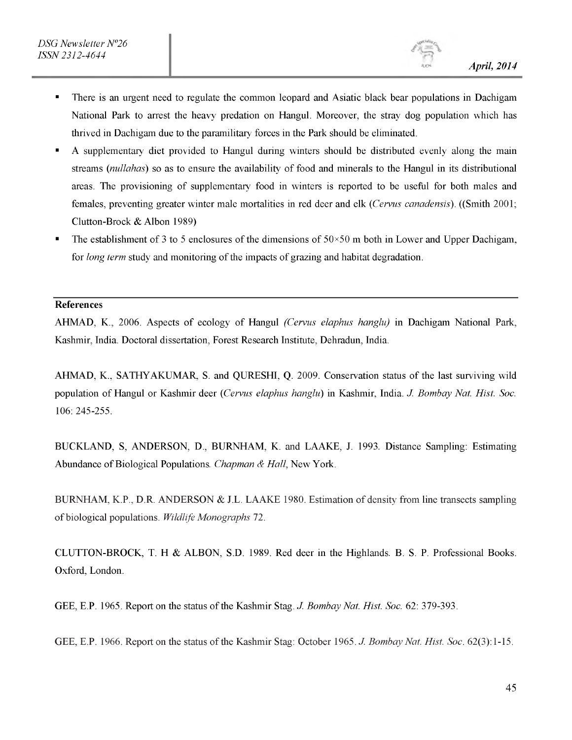- There is an urgent need to regulate the common leopard and Asiatic black bear populations in Dachigam National Park to arrest the heavy predation on Hangul. Moreover, the stray dog population which has thrived in Dachigam due to the paramilitary forces in the Park should be eliminated.
- A supplementary diet provided to Hangul during winters should be distributed evenly along the main streams (*nullahas*) so as to ensure the availability of food and minerals to the Hangul in its distributional areas. The provisioning of supplementary food in winters is reported to be useful for both males and females, preventing greater winter male mortalities in red deer and elk (*Cervus canadensis*). ((Smith 2001; Clutton-Brock & Albon 1989)
- The establishment of 3 to 5 enclosures of the dimensions of 50×50 m both in Lower and Upper Dachigam, for *long term* study and monitoring of the impacts of grazing and habitat degradation.

**References**

AHMAD, K., 2006. Aspects of ecology of Hangul *(Cervus elaphus hanglu)* in Dachigam National Park, Kashmir, India. Doctoral dissertation, Forest Research Institute, Dehradun, India.

AHMAD, K., SATHYAKUMAR, S. and QURESHI, Q. 2009. Conservation status of the last surviving wild population of Hangul or Kashmir deer (*Cervus elaphus hanglu*) in Kashmir, India. *J. Bombay Nat. Hist. Soc.* 106: 245-255.

BUCKLAND, S, ANDERSON, D., BURNHAM, K. and LAAKE, J. 1993. Distance Sampling: Estimating Abundance of Biological Populations. *Chapman & Hall*, New York.

BURNHAM, K.P., D.R. ANDERSON & J.L. LAAKE 1980. Estimation of density from line transects sampling of biological populations. *Wildlife Monographs* 72.

CLUTTON-BROCK, T. H & ALBON, S.D. 1989. Red deer in the Highlands. B. S. P. Professional Books. Oxford, London.

GEE, E.P. 1965. Report on the status of the Kashmir Stag. *J. Bombay Nat. Hist. Soc.* 62: 379-393.

GEE, E.P. 1966. Report on the status of the Kashmir Stag: October 1965. *J. Bombay Nat. Hist. Soc*. 62(3):1-15.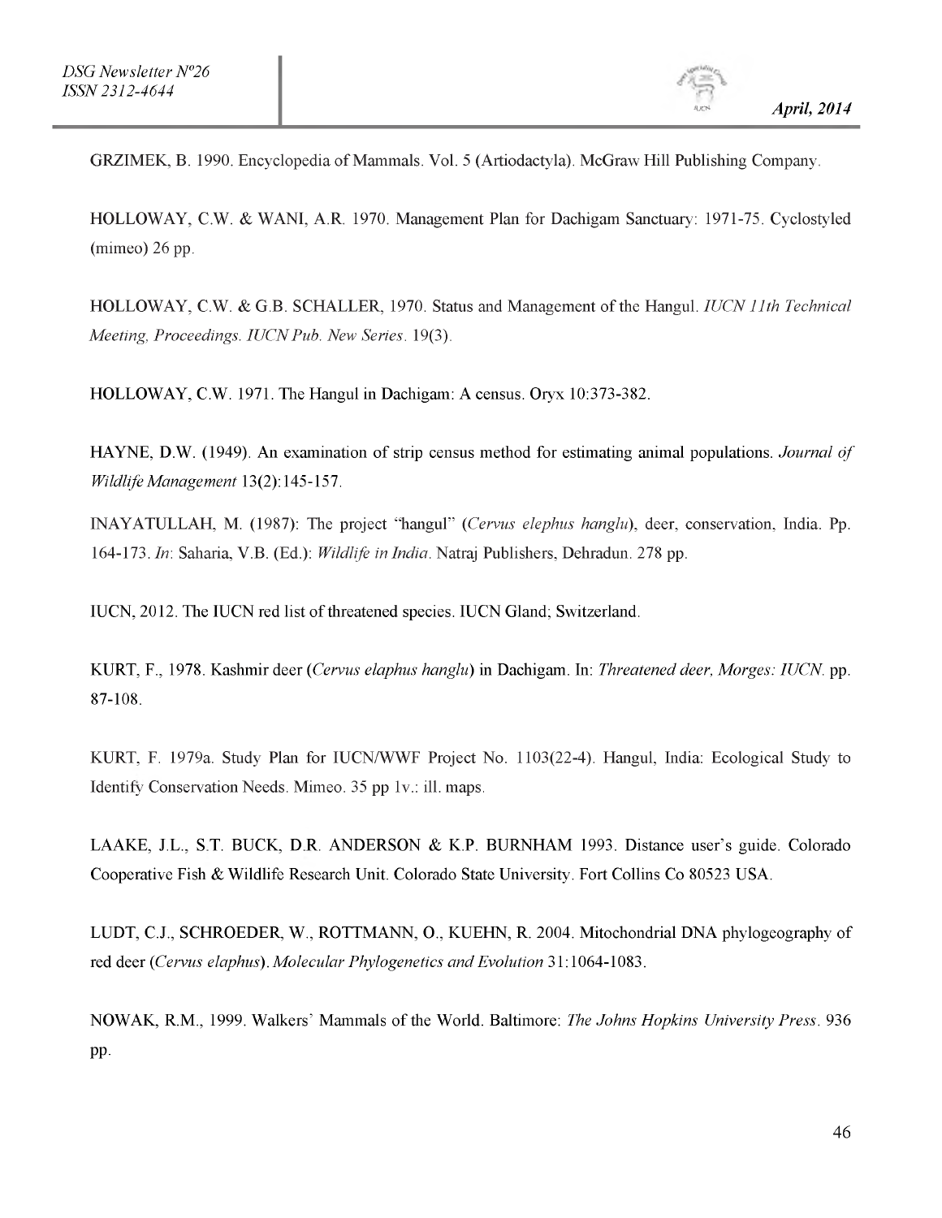GRZIMEK, B. 1990. Encyclopedia of Mammals. Vol. 5 (Artiodactyla). McGraw Hill Publishing Company.

HOLLOWAY, C.W. & WANI, A.R. 1970. Management Plan for Dachigam Sanctuary: 1971-75. Cyclostyled (mimeo) 26 pp.

HOLLOWAY, C.W. & G.B. SCHALLER, 1970. Status and Management of the Hangul. *IUCN 11th Technical Meeting, Proceedings. IUCN Pub. New Series*. 19(3).

HOLLOWAY, C.W. 1971. The Hangul in Dachigam: A census. Oryx 10:373-382.

HAYNE, D.W. (1949). An examination of strip census method for estimating animal populations. *Journal of Wildlife Management* 13(2):145-157.

INAYATULLAH, M. (1987): The project "hangul" (*Cervus elephus hanglu*), deer, conservation, India. Pp. 164-173. *In*: Saharia, V.B. (Ed.): *Wildlife in India*. Natraj Publishers, Dehradun. 278 pp.

IUCN, 2012. The IUCN red list of threatened species. IUCN Gland; Switzerland.

KURT, F., 1978. Kashmir deer (*Cervus elaphus hanglu*) in Dachigam. In: *Threatened deer, Morges: IUCN*. pp. 87-108.

KURT, F. 1979a. Study Plan for IUCN/WWF Project No. 1103(22-4). Hangul, India: Ecological Study to Identify Conservation Needs. Mimeo. 35 pp 1v.: ill. maps.

LAAKE, J.L., S.T. BUCK, D.R. ANDERSON & K.P. BURNHAM 1993. Distance user's guide. Colorado Cooperative Fish & Wildlife Research Unit. Colorado State University. Fort Collins Co 80523 USA.

LUDT, C.J., SCHROEDER, W., ROTTMANN, O., KUEHN, R. 2004. Mitochondrial DNA phylogeography of red deer (*Cervus elaphus*). *Molecular Phylogenetics and Evolution* 31:1064-1083.

NOWAK, R.M., 1999. Walkers' Mammals of the World. Baltimore: *The Johns Hopkins University Press*. 936 pp.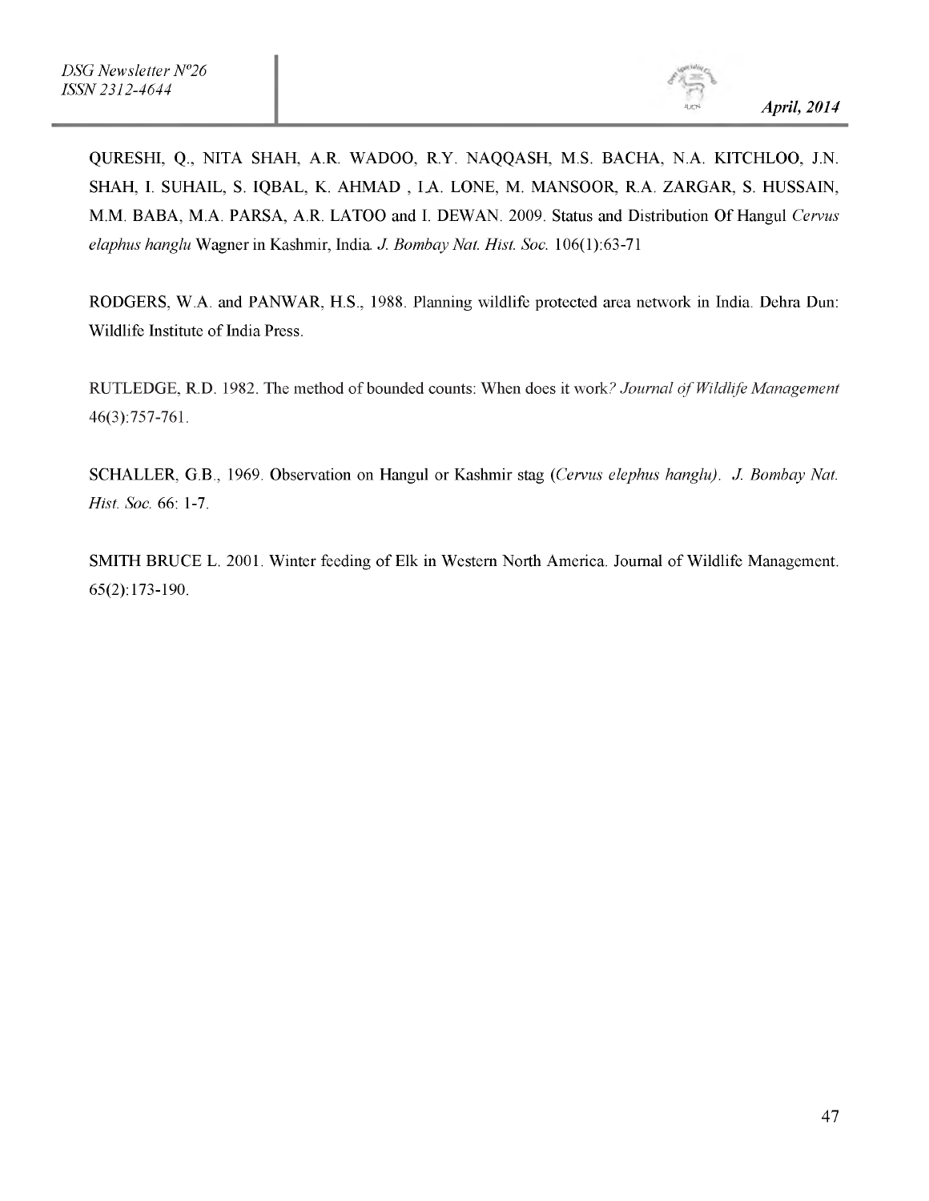QURESHI, Q., NITA SHAH, A.R. WADOO, R.Y. NAQQASH, M.S. BACHA, N.A. KITCHLOO, J.N. SHAH, I. SUHAIL, S. IQBAL, K. AHMAD , I.A. LONE, M. MANSOOR, R.A. ZARGAR, S. HUSSAIN, M.M. BABA, M.A. PARSA, A.R. LATOO and I. DEWAN. 2009. Status and Distribution Of Hangul *Cervus elaphus hanglu* Wagner in Kashmir, India. *J. Bombay Nat. Hist. Soc.* 106(1):63-71

RODGERS, W.A. and PANWAR, H.S., 1988. Planning wildlife protected area network in India. Dehra Dun: Wildlife Institute of India Press.

RUTLEDGE, R.D. 1982. The method of bounded counts: When does it work? *Journal of Wildlife Management* 46(3):757-761.

SCHALLER, G.B., 1969. Observation on Hangul or Kashmir stag (*Cervus elephus hanglu*). *J. Bombay Nat. Hist. Soc.* 66: 1-7.

SMITH BRUCE L. 2001. Winter feeding of Elk in Western North America. Journal of Wildlife Management. 65(2):173-190.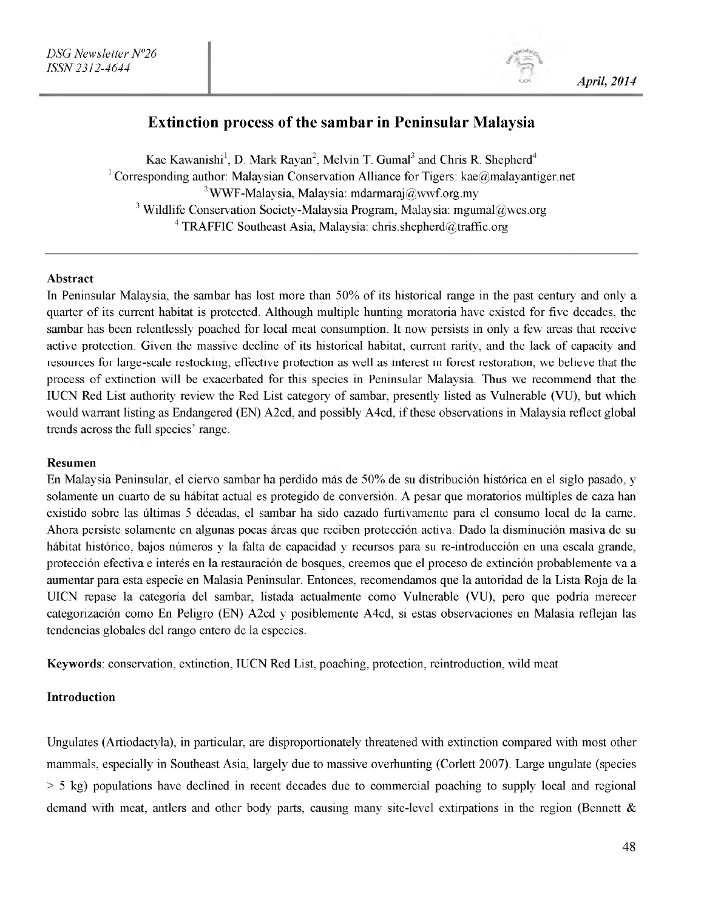# Extinction process of the sambar in Peninsular Malaysia

Kae Kawanishi[1], D. Mark Rayan[2], Melvin T. Gumal[3] and Chris R. Shepherd[4]

[1] Corresponding author: Malaysian Conservation Alliance for Tigers: kae@malayantiger.net

[2] WWF-Malaysia, Malaysia: mdarmaraj@wwf.org.my

[3] Wildlife Conservation Society-Malaysia Program, Malaysia: mgumal@wcs.org

[4] TRAFFIC Southeast Asia, Malaysia: chris.shepherd@traffic.org

### Abstract

In Peninsular Malaysia, the sambar has lost more than 50% of its historical range in the past century and only a quarter of its current habitat is protected. Although multiple hunting moratoria have existed for five decades, the sambar has been relentlessly poached for local meat consumption. It now persists in only a few areas that receive active protection. Given the massive decline of its historical habitat, current rarity, and the lack of capacity and resources for large-scale restocking, effective protection as well as interest in forest restoration, we believe that the process of extinction will be exacerbated for this species in Peninsular Malaysia. Thus we recommend that the IUCN Red List authority review the Red List category of sambar, presently listed as Vulnerable (VU), but which would warrant listing as Endangered (EN) A2cd, and possibly A4cd, if these observations in Malaysia reflect global trends across the full species' range.

### Resumen

En Malaysia Peninsular, el ciervo sambar ha perdido más de 50% de su distribución histórica en el siglo pasado, y solamente un cuarto de su hábitat actual es protegido de conversión. A pesar que moratorios múltiples de caza han existido sobre las últimas 5 décadas, el sambar ha sido cazado furtivamente para el consumo local de la carne. Ahora persiste solamente en algunas pocas áreas que reciben protección activa. Dado la disminución masiva de su hábitat histórico, bajos números y la falta de capacidad y recursos para su re-introducción en una escala grande, protección efectiva e interés en la restauración de bosques, creemos que el proceso de extinción probablemente va a aumentar para esta especie en Malasia Peninsular. Entonces, recomendamos que la autoridad de la Lista Roja de la UICN repase la categoría del sambar, listada actualmente como Vulnerable (VU), pero que podría merecer categorización como En Peligro (EN) A2cd y posiblemente A4cd, si estas observaciones en Malasia reflejan las tendencias globales del rango entero de la especies.

**Keywords**: conservation, extinction, IUCN Red List, poaching, protection, reintroduction, wild meat

### Introduction

Ungulates (Artiodactyla), in particular, are disproportionately threatened with extinction compared with most other mammals, especially in Southeast Asia, largely due to massive overhunting (Corlett 2007). Large ungulate (species > 5 kg) populations have declined in recent decades due to commercial poaching to supply local and regional demand with meat, antlers and other body parts, causing many site-level extirpations in the region (Bennett &